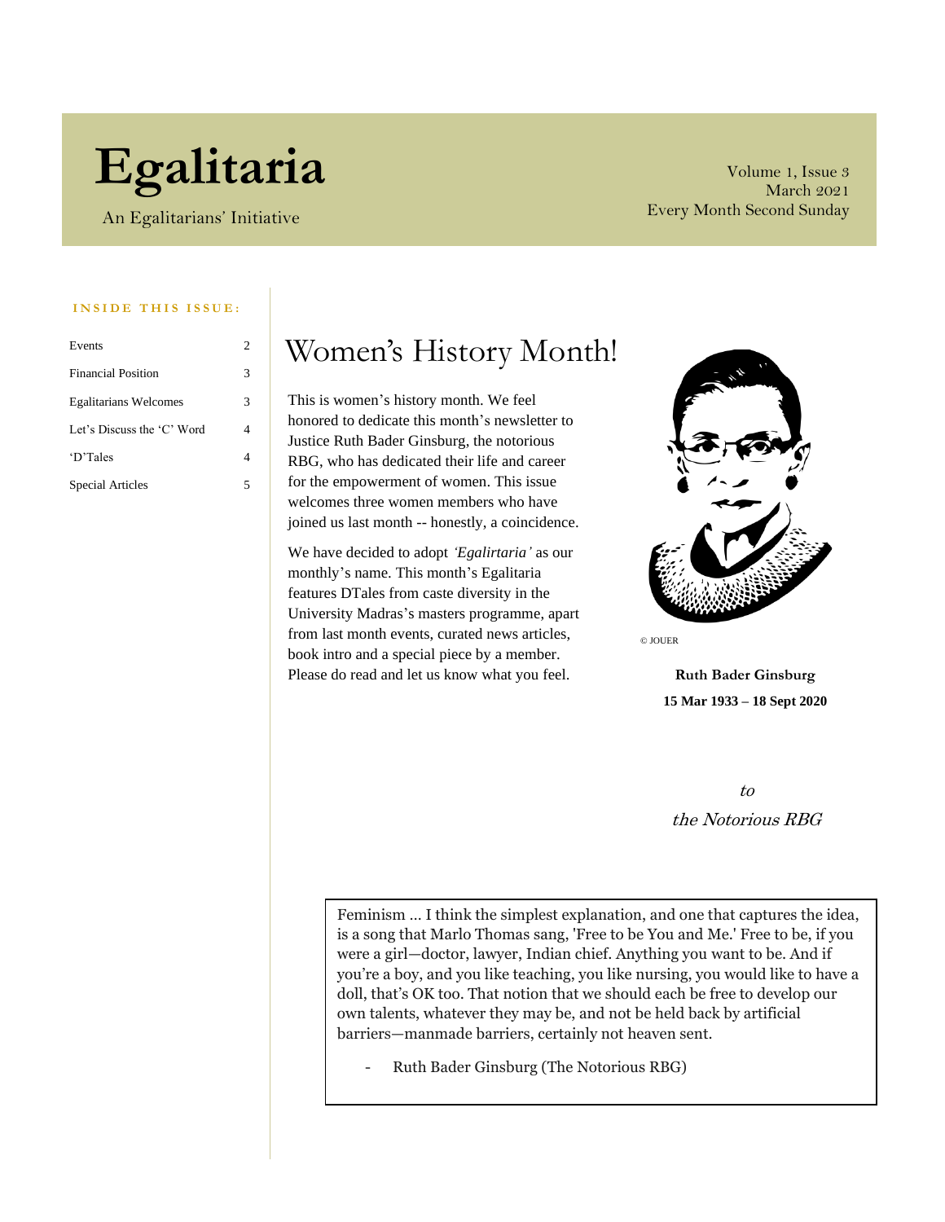# Egalitaria

An Egalitarians' Initiative

Volume 1, Issue 3
March 2021
Every Month Second Sunday

**INSIDE THIS ISSUE:**

| | |
|---|---|
| Events | 2 |
| Financial Position | 3 |
| Egalitarians Welcomes | 3 |
| Let's Discuss the 'C' Word | 4 |
| 'D'Tales | 4 |
| Special Articles | 5 |

## Women's History Month!

This is women's history month. We feel honored to dedicate this month's newsletter to Justice Ruth Bader Ginsburg, the notorious RBG, who has dedicated their life and career for the empowerment of women. This issue welcomes three women members who have joined us last month -- honestly, a coincidence.

We have decided to adopt *'Egalirtaria'* as our monthly's name. This month's Egalitaria features DTales from caste diversity in the University Madras's masters programme, apart from last month events, curated news articles, book intro and a special piece by a member. Please do read and let us know what you feel.

© JOUER

**Ruth Bader Ginsburg**
**15 Mar 1933 – 18 Sept 2020**

*to*
*the Notorious RBG*

> Feminism ... I think the simplest explanation, and one that captures the idea, is a song that Marlo Thomas sang, 'Free to be You and Me.' Free to be, if you were a girl—doctor, lawyer, Indian chief. Anything you want to be. And if you're a boy, and you like teaching, you like nursing, you would like to have a doll, that's OK too. That notion that we should each be free to develop our own talents, whatever they may be, and not be held back by artificial barriers—manmade barriers, certainly not heaven sent.
>
> - Ruth Bader Ginsburg (The Notorious RBG)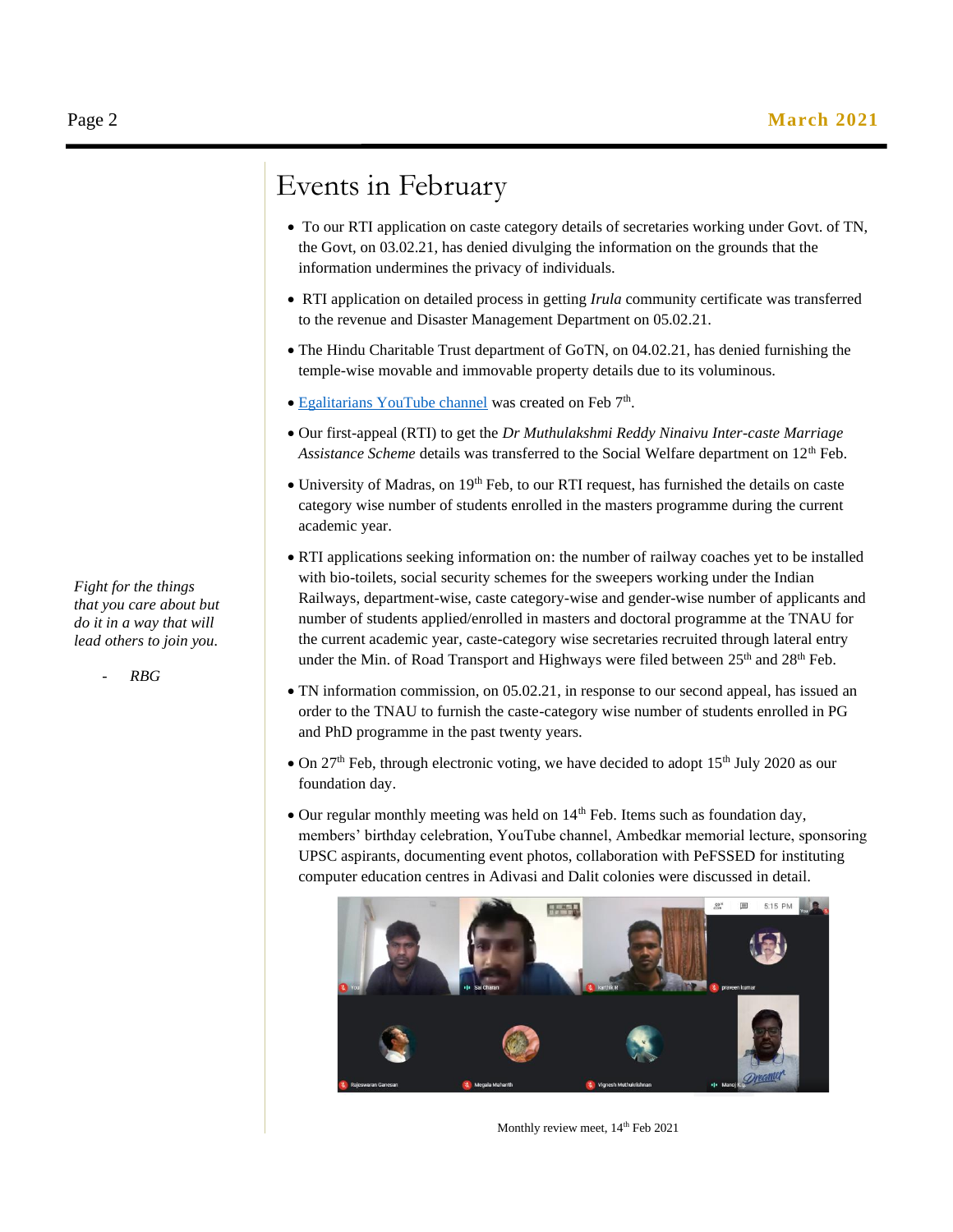# Events in February

- To our RTI application on caste category details of secretaries working under Govt. of TN, the Govt, on 03.02.21, has denied divulging the information on the grounds that the information undermines the privacy of individuals.
- RTI application on detailed process in getting *Irula* community certificate was transferred to the revenue and Disaster Management Department on 05.02.21.
- The Hindu Charitable Trust department of GoTN, on 04.02.21, has denied furnishing the temple-wise movable and immovable property details due to its voluminous.
- Egalitarians YouTube channel was created on Feb 7th.
- Our first-appeal (RTI) to get the *Dr Muthulakshmi Reddy Ninaivu Inter-caste Marriage Assistance Scheme* details was transferred to the Social Welfare department on 12th Feb.
- University of Madras, on 19th Feb, to our RTI request, has furnished the details on caste category wise number of students enrolled in the masters programme during the current academic year.
- RTI applications seeking information on: the number of railway coaches yet to be installed with bio-toilets, social security schemes for the sweepers working under the Indian Railways, department-wise, caste category-wise and gender-wise number of applicants and number of students applied/enrolled in masters and doctoral programme at the TNAU for the current academic year, caste-category wise secretaries recruited through lateral entry under the Min. of Road Transport and Highways were filed between 25th and 28th Feb.
- TN information commission, on 05.02.21, in response to our second appeal, has issued an order to the TNAU to furnish the caste-category wise number of students enrolled in PG and PhD programme in the past twenty years.
- On 27th Feb, through electronic voting, we have decided to adopt 15th July 2020 as our foundation day.
- Our regular monthly meeting was held on 14th Feb. Items such as foundation day, members' birthday celebration, YouTube channel, Ambedkar memorial lecture, sponsoring UPSC aspirants, documenting event photos, collaboration with PeFSSED for instituting computer education centres in Adivasi and Dalit colonies were discussed in detail.

Monthly review meet, 14th Feb 2021

*Fight for the things that you care about but do it in a way that will lead others to join you.*

- *RBG*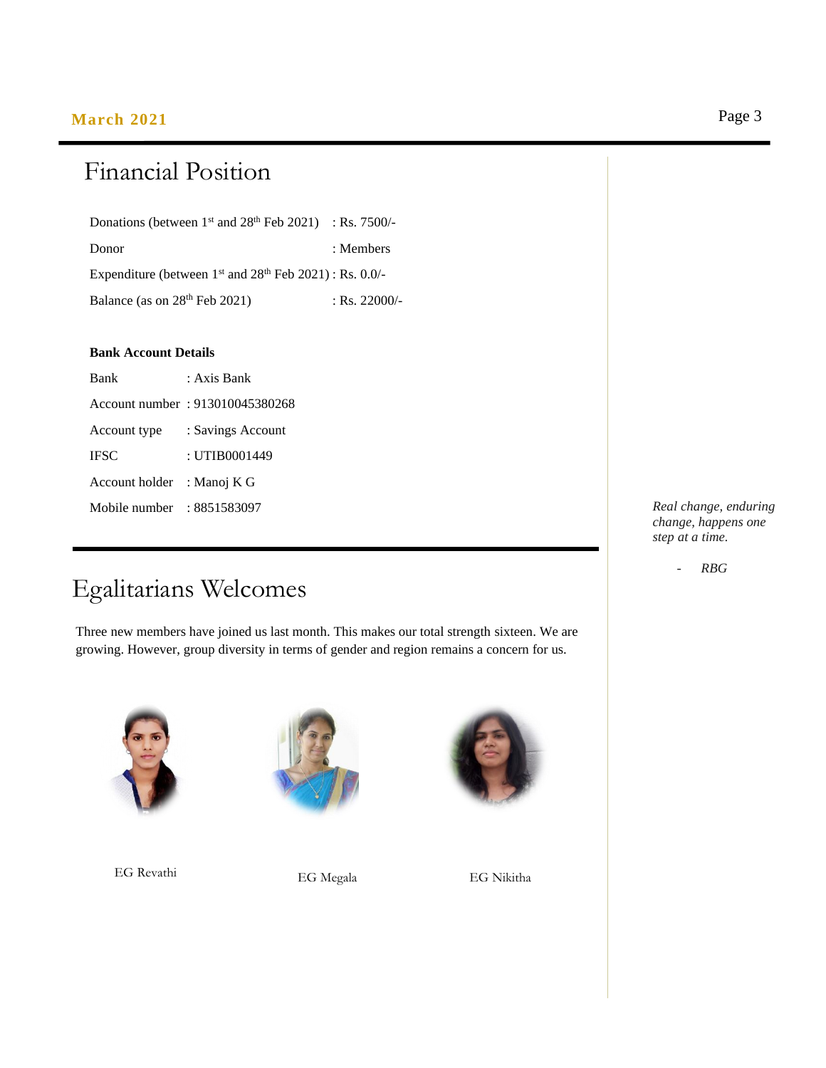## Financial Position

Donations (between 1st and 28th Feb 2021) : Rs. 7500/-

Donor : Members

Expenditure (between 1st and 28th Feb 2021) : Rs. 0.0/-

Balance (as on 28th Feb 2021) : Rs. 22000/-

**Bank Account Details**

Bank : Axis Bank

Account number : 913010045380268

Account type : Savings Account

IFSC : UTIB0001449

Account holder : Manoj K G

Mobile number : 8851583097

*Real change, enduring change, happens one step at a time.*

*- RBG*

## Egalitarians Welcomes

Three new members have joined us last month. This makes our total strength sixteen. We are growing. However, group diversity in terms of gender and region remains a concern for us.

EG Revathi

EG Megala

EG Nikitha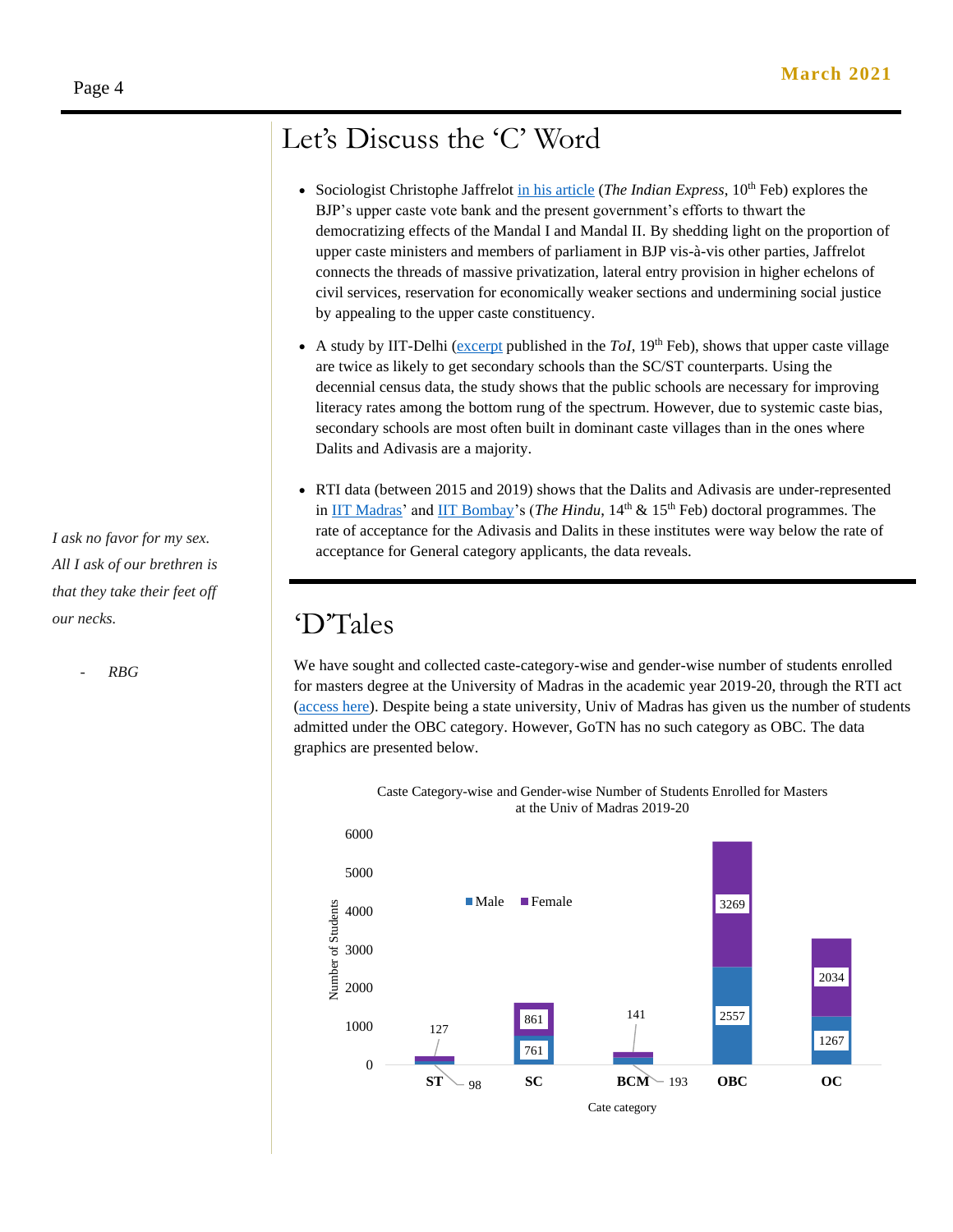# Let's Discuss the 'C' Word

- Sociologist Christophe Jaffrelot [in his article](#) (*The Indian Express*, 10th Feb) explores the BJP's upper caste vote bank and the present government's efforts to thwart the democratizing effects of the Mandal I and Mandal II. By shedding light on the proportion of upper caste ministers and members of parliament in BJP vis-à-vis other parties, Jaffrelot connects the threads of massive privatization, lateral entry provision in higher echelons of civil services, reservation for economically weaker sections and undermining social justice by appealing to the upper caste constituency.
- A study by IIT-Delhi ([excerpt](#) published in the *ToI*, 19th Feb), shows that upper caste village are twice as likely to get secondary schools than the SC/ST counterparts. Using the decennial census data, the study shows that the public schools are necessary for improving literacy rates among the bottom rung of the spectrum. However, due to systemic caste bias, secondary schools are most often built in dominant caste villages than in the ones where Dalits and Adivasis are a majority.
- RTI data (between 2015 and 2019) shows that the Dalits and Adivasis are under-represented in [IIT Madras](#)' and [IIT Bombay](#)'s (*The Hindu*, 14th & 15th Feb) doctoral programmes. The rate of acceptance for the Adivasis and Dalits in these institutes were way below the rate of acceptance for General category applicants, the data reveals.

*I ask no favor for my sex. All I ask of our brethren is that they take their feet off our necks.*

- *RBG*

# 'D'Tales

We have sought and collected caste-category-wise and gender-wise number of students enrolled for masters degree at the University of Madras in the academic year 2019-20, through the RTI act ([access here](#)). Despite being a state university, Univ of Madras has given us the number of students admitted under the OBC category. However, GoTN has no such category as OBC. The data graphics are presented below.

Caste Category-wise and Gender-wise Number of Students Enrolled for Masters at the Univ of Madras 2019-20

| Cate category | Male | Female |
| --- | --- | --- |
| ST | 98 | 127 |
| SC | 761 | 861 |
| BCM | 193 | 141 |
| OBC | 2557 | 3269 |
| OC | 1267 | 2034 |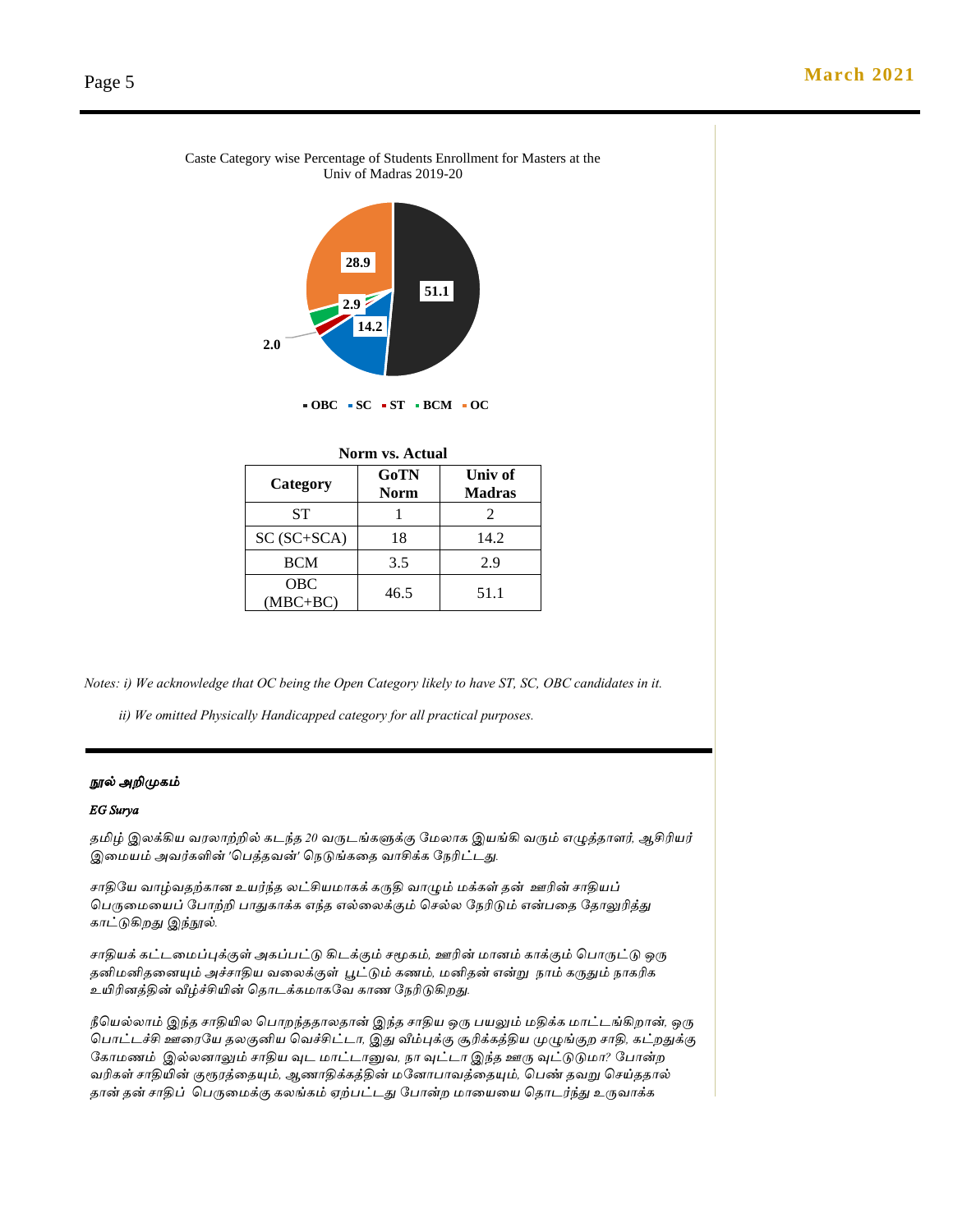Caste Category wise Percentage of Students Enrollment for Masters at the Univ of Madras 2019-20

OBC 51.1, SC 14.2, ST 2.0, BCM 2.9, OC 28.9

**Norm vs. Actual**

| Category | GoTN Norm | Univ of Madras |
|---|---|---|
| ST | 1 | 2 |
| SC (SC+SCA) | 18 | 14.2 |
| BCM | 3.5 | 2.9 |
| OBC (MBC+BC) | 46.5 | 51.1 |

*Notes: i) We acknowledge that OC being the Open Category likely to have ST, SC, OBC candidates in it.*

*ii) We omitted Physically Handicapped category for all practical purposes.*

---

***நூல் அறிமுகம்***

***EG Surya***

தமிழ் இலக்கிய வரலாற்றில் கடந்த 20 வருடங்களுக்கு மேலாக இயங்கி வரும் எழுத்தாளர், ஆசிரியர் இமையம் அவர்களின் 'பெத்தவன்' நெடுங்கதை வாசிக்க நேரிட்டது.

சாதியே வாழ்வதற்கான உயர்ந்த லட்சியமாகக் கருதி வாழும் மக்கள் தன் ஊரின் சாதியப் பெருமையைப் போற்றி பாதுகாக்க எந்த எல்லைக்கும் செல்ல நேரிடும் என்பதை தோலுரித்து காட்டுகிறது இந்நூல்.

சாதியக் கட்டமைப்புக்குள் அகப்பட்டு கிடக்கும் சமூகம், ஊரின் மானம் காக்கும் பொருட்டு ஒரு தனிமனிதனையும் அச்சாதிய வலைக்குள் பூட்டும் கணம், மனிதன் என்று நாம் கருதும் நாகரிக உயிரினத்தின் வீழ்ச்சியின் தொடக்கமாகவே காண நேரிடுகிறது.

நீயெல்லாம் இந்த சாதியில பொறந்ததாலதான் இந்த சாதிய ஒரு பயலும் மதிக்க மாட்டங்கிறான், ஒரு பொட்டச்சி ஊரையே தலகுனிய வெச்சிட்டா, இது வீம்புக்கு சூரிக்கத்திய முழுங்குற சாதி, கட்றதுக்கு கோமணம் இல்லனாலும் சாதிய வுட மாட்டானுவ, நா வுட்டா இந்த ஊரு வுட்டுடுமா? போன்ற வரிகள் சாதியின் குரூரத்தையும், ஆணாதிக்கத்தின் மனோபாவத்தையும், பெண் தவறு செய்ததால் தான் தன் சாதிப் பெருமைக்கு கலங்கம் ஏற்பட்டது போன்ற மாயையை தொடர்ந்து உருவாக்க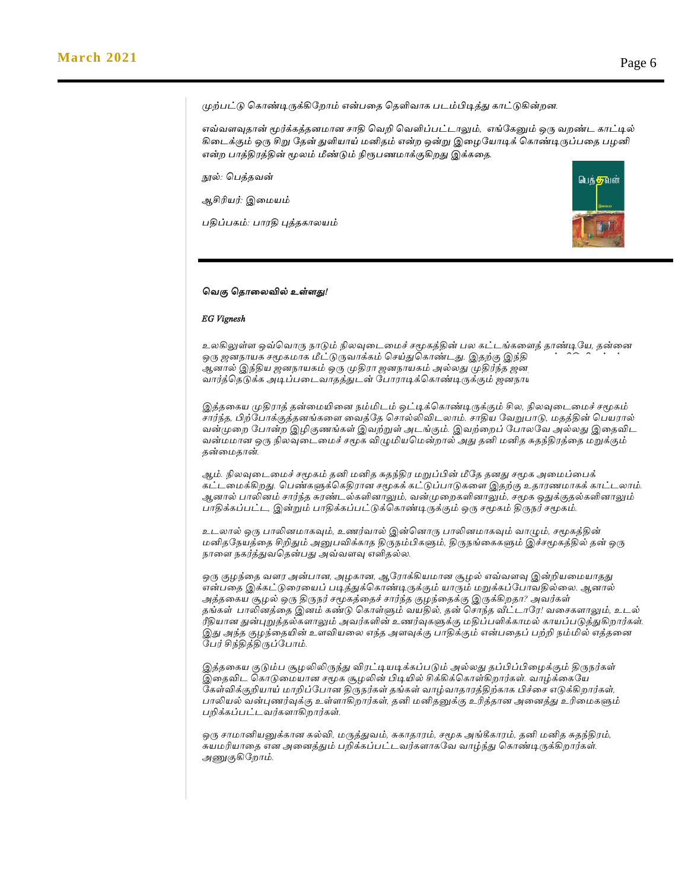முற்பட்டு கொண்டிருக்கிறோம் என்பதை தெளிவாக படம்பிடித்து காட்டுகின்றன.

எவ்வளவுதான் மூர்க்கத்தனமான சாதி வெறி வெளிப்பட்டாலும், எங்கேனும் ஒரு வறண்ட காட்டில் கிடைக்கும் ஒரு சிறு தேன் துளியாய் மனிதம் என்ற ஒன்று இழையோடிக் கொண்டிருப்பதை பழனி என்ற பாத்திரத்தின் மூலம் மீண்டும் நிரூபணமாக்குகிறது இக்கதை.

நூல்: பெத்தவன்

ஆசிரியர்: இமையம்

பதிப்பகம்: பாரதி புத்தகாலயம்

---

***வெகு தொலைவில் உள்ளது!***

***EG Vignesh***

*உலகிலுள்ள ஒவ்வொரு நாடும் நிலவுடைமைச் சமூகத்தின் பல கட்டங்களைத் தாண்டியே, தன்னை ஒரு ஜனநாயக சமூகமாக மீட்டுருவாக்கம் செய்துகொண்டது. இதற்கு இந்தி... ஆனால் இந்திய ஜனநாயகம் ஒரு முதிரா ஜனநாயகம் அல்லது முதிர்ந்த ஜன... வார்த்தெடுக்க அடிப்படைவாதத்துடன் போராடிக்கொண்டிருக்கும் ஜனநா...*

*இத்தகைய முதிராத் தன்மையினை நம்மிடம் ஒட்டிக்கொண்டிருக்கும் சில, நிலவுடைமைச் சமூகம் சார்ந்த, பிற்போக்குத்தனங்களை வைத்தே சொல்லிவிடலாம். சாதிய வேறுபாடு, மதத்தின் பெயரால் வன்முறை போன்ற இழிகுணங்கள் இவற்றுள் அடங்கும். இவற்றைப் போலவே அல்லது இதைவிட வன்மமான ஒரு நிலவுடைமைச் சமூக விழுமியமென்றால் அது தனி மனித சுதந்திரத்தை மறுக்கும் தன்மைதான்.*

*ஆம். நிலவுடைமைச் சமூகம் தனி மனித சுதந்திர மறுப்பின் மீதே தனது சமூக அமைப்பைக் கட்டமைக்கிறது. பெண்களுக்கெதிரான சமூகக் கட்டுப்பாடுகளை இதற்கு உதாரணமாகக் காட்டலாம். ஆனால் பாலினம் சார்ந்த சுரண்டல்களினாலும், வன்முறைகளினாலும், சமூக ஒதுக்குதல்களினாலும் பாதிக்கப்பட்ட, இன்றும் பாதிக்கப்பட்டுக்கொண்டிருக்கும் ஒரு சமூகம் திருநர் சமூகம்.*

*உடலால் ஒரு பாலினமாகவும், உணர்வால் இன்னொரு பாலினமாகவும் வாழும், சமூகத்தின் மனிதநேயத்தை சிறிதும் அனுபவிக்காத திருநம்பிகளும், திருநங்கைகளும் இச்சமூகத்தில் தன் ஒரு நாளை நகர்த்துவதென்பது அவ்வளவு எளிதல்ல.*

*ஒரு குழந்தை வளர அன்பான, அழகான, ஆரோக்கியமான சூழல் எவ்வளவு இன்றியமையாதது என்பதை இக்கட்டுரையைப் படித்துக்கொண்டிருக்கும் யாரும் மறுக்கப்போவதில்லை. ஆனால் அத்தகைய சூழல் ஒரு திருநர் சமூகத்தைச் சார்ந்த குழந்தைக்கு இருக்கிறதா? அவர்கள் தங்கள் பாலினத்தை இனம் கண்டு கொள்ளும் வயதில், தன் சொந்த வீட்டாரே! வசைகளாலும், உடல் ரீதியான துன்புறுத்தல்களாலும் அவர்களின் உணர்வுகளுக்கு மதிப்பளிக்காமல் காயப்படுத்துகிறார்கள். இது அந்த குழந்தையின் உளவியலை எந்த அளவுக்கு பாதிக்கும் என்பதைப் பற்றி நம்மில் எத்தனை பேர் சிந்தித்திருப்போம்.*

*இத்தகைய குடும்ப சூழலிலிருந்து விரட்டியடிக்கப்படும் அல்லது தப்பிப்பிழைக்கும் திருநர்கள் இதைவிட கொடுமையான சமூக சூழலின் பிடியில் சிக்கிக்கொள்கிறார்கள். வாழ்க்கையே கேள்விக்குறியாய் மாறிப்போன திருநர்கள் தங்கள் வாழ்வாதாரத்திற்காக பிச்சை எடுக்கிறார்கள், பாலியல் வன்புணர்வுக்கு உள்ளாகிறார்கள், தனி மனிதனுக்கு உரித்தான அனைத்து உரிமைகளும் பறிக்கப்பட்டவர்களாகிறார்கள்.*

*ஒரு சாமானியனுக்கான கல்வி, மருத்துவம், சுகாதாரம், சமூக அங்கீகாரம், தனி மனித சுதந்திரம், சுயமரியாதை என அனைத்தும் பறிக்கப்பட்டவர்களாகவே வாழ்ந்து கொண்டிருக்கிறார்கள். அணுகுகிறோம்.*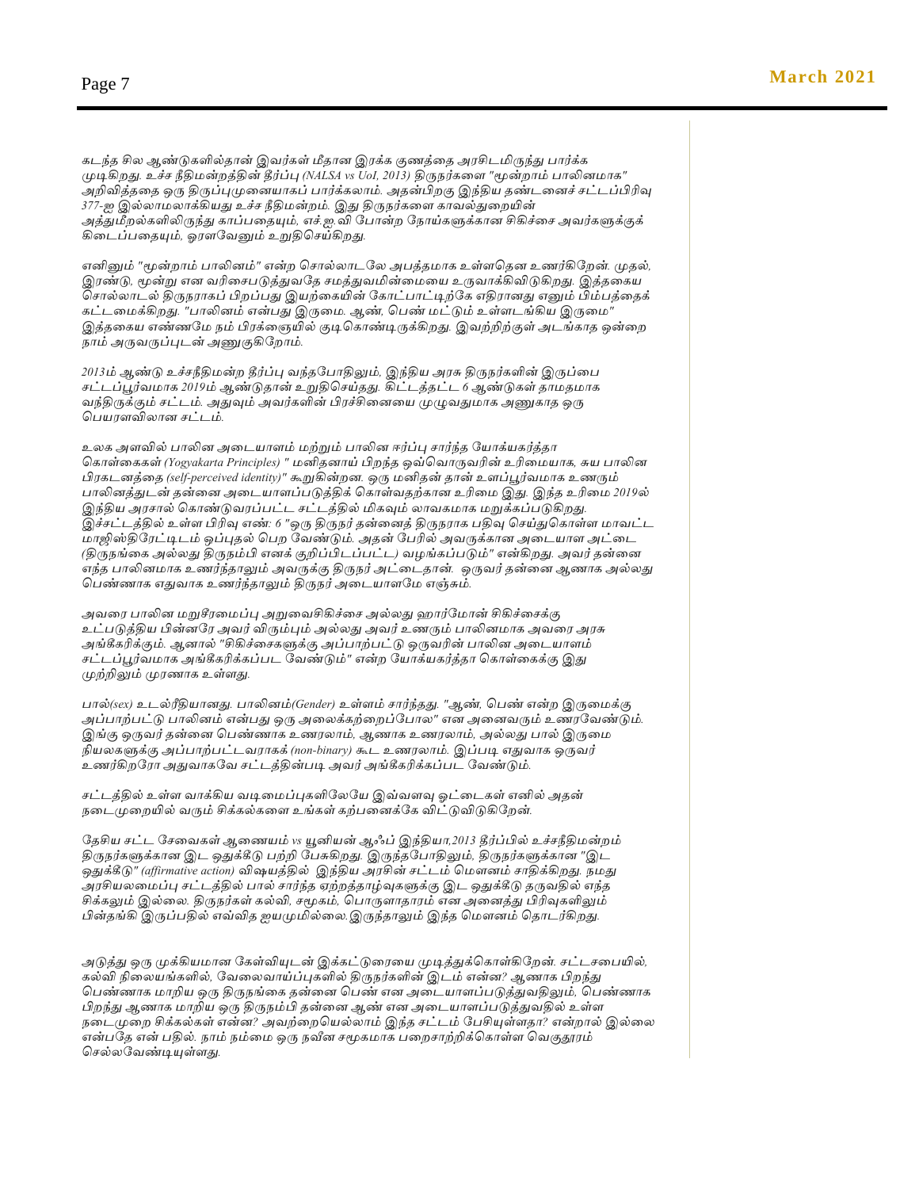*கடந்த சில ஆண்டுகளில்தான் இவர்கள் மீதான இரக்க குணத்தை அரசிடமிருந்து பார்க்க முடிகிறது. உச்ச நீதிமன்றத்தின் தீர்ப்பு (NALSA vs UoI, 2013) திருநர்களை "மூன்றாம் பாலினமாக" அறிவித்ததை ஒரு திருப்புமுனையாகப் பார்க்கலாம். அதன்பிறகு இந்திய தண்டனைச் சட்டப்பிரிவு 377-ஐ இல்லாமலாக்கியது உச்ச நீதிமன்றம். இது திருநர்களை காவல்துறையின் அத்துமீறல்களிலிருந்து காப்பதையும், எச்.ஐ.வி போன்ற நோய்களுக்கான சிகிச்சை அவர்களுக்குக் கிடைப்பதையும், ஓரளவேனும் உறுதிசெய்கிறது.*

*எனினும் "மூன்றாம் பாலினம்" என்ற சொல்லாடலே அபத்தமாக உள்ளதென உணர்கிறேன். முதல், இரண்டு, மூன்று என வரிசைபடுத்துவதே சமத்துவமின்மையை உருவாக்கிவிடுகிறது. இத்தகைய சொல்லாடல் திருநராகப் பிறப்பது இயற்கையின் கோட்பாட்டிற்கே எதிரானது எனும் பிம்பத்தைக் கட்டமைக்கிறது. "பாலினம் என்பது இருமை. ஆண், பெண் மட்டும் உள்ளடங்கிய இருமை" இத்தகைய எண்ணமே நம் பிரக்ஞையில் குடிகொண்டிருக்கிறது. இவற்றிற்குள் அடங்காத ஒன்றை நாம் அருவருப்புடன் அணுகுகிறோம்.*

*2013ம் ஆண்டு உச்சநீதிமன்ற தீர்ப்பு வந்தபோதிலும், இந்திய அரசு திருநர்களின் இருப்பை சட்டப்பூர்வமாக 2019ம் ஆண்டுதான் உறுதிசெய்தது. கிட்டத்தட்ட 6 ஆண்டுகள் தாமதமாக வந்திருக்கும் சட்டம். அதுவும் அவர்களின் பிரச்சினையை முழுவதுமாக அணுகாத ஒரு பெயரளவிலான சட்டம்.*

*உலக அளவில் பாலின அடையாளம் மற்றும் பாலின ஈர்ப்பு சார்ந்த யோக்யகர்த்தா கொள்கைகள் (Yogyakarta Principles) " மனிதனாய் பிறந்த ஒவ்வொருவரின் உரிமையாக, சுய பாலின பிரகடனத்தை (self-perceived identity)" கூறுகின்றன. ஒரு மனிதன் தான் உளப்பூர்வமாக உணரும் பாலினத்துடன் தன்னை அடையாளப்படுத்திக் கொள்வதற்கான உரிமை இது. இந்த உரிமை 2019ல் இந்திய அரசால் கொண்டுவரப்பட்ட சட்டத்தில் மிகவும் லாவகமாக மறுக்கப்படுகிறது. இச்சட்டத்தில் உள்ள பிரிவு எண்: 6 "ஒரு திருநர் தன்னைத் திருநராக பதிவு செய்துகொள்ள மாவட்ட மாஜிஸ்திரேட்டிடம் ஒப்புதல் பெற வேண்டும். அதன் பேரில் அவருக்கான அடையாள அட்டை (திருநங்கை அல்லது திருநம்பி எனக் குறிப்பிடப்பட்ட) வழங்கப்படும்" என்கிறது. அவர் தன்னை எந்த பாலினமாக உணர்ந்தாலும் அவருக்கு திருநர் அட்டைதான். ஒருவர் தன்னை ஆணாக அல்லது பெண்ணாக எதுவாக உணர்ந்தாலும் திருநர் அடையாளமே எஞ்சும்.*

*அவரை பாலின மறுசீரமைப்பு அறுவைசிகிச்சை அல்லது ஹார்மோன் சிகிச்சைக்கு உட்படுத்திய பின்னரே அவர் விரும்பும் அல்லது அவர் உணரும் பாலினமாக அவரை அரசு அங்கீகரிக்கும். ஆனால் "சிகிச்சைகளுக்கு அப்பாற்பட்டு ஒருவரின் பாலின அடையாளம் சட்டப்பூர்வமாக அங்கீகரிக்கப்பட வேண்டும்" என்ற யோக்யகர்த்தா கொள்கைக்கு இது முற்றிலும் முரணாக உள்ளது.*

*பால்(sex) உடல்ரீதியானது. பாலினம்(Gender) உள்ளம் சார்ந்தது. "ஆண், பெண் என்ற இருமைக்கு அப்பாற்பட்டு பாலினம் என்பது ஒரு அலைக்கற்றைப்போல" என அனைவரும் உணரவேண்டும். இங்கு ஒருவர் தன்னை பெண்ணாக உணரலாம், ஆணாக உணரலாம், அல்லது பால் இருமை நியலகளுக்கு அப்பாற்பட்டவராகக் (non-binary) கூட உணரலாம். இப்படி எதுவாக ஒருவர் உணர்கிறரோ அதுவாகவே சட்டத்தின்படி அவர் அங்கீகரிக்கப்பட வேண்டும்.*

*சட்டத்தில் உள்ள வாக்கிய வடிமைப்புகளிலேயே இவ்வளவு ஓட்டைகள் எனில் அதன் நடைமுறையில் வரும் சிக்கல்களை உங்கள் கற்பனைக்கே விட்டுவிடுகிறேன்.*

*தேசிய சட்ட சேவைகள் ஆணையம் vs யூனியன் ஆஃப் இந்தியா,2013 தீர்ப்பில் உச்சநீதிமன்றம் திருநர்களுக்கான இட ஒதுக்கீடு பற்றி பேசுகிறது. இருந்தபோதிலும், திருநர்களுக்கான "இட ஒதுக்கீடு" (affirmative action) விஷயத்தில் இந்திய அரசின் சட்டம் மௌனம் சாதிக்கிறது. நமது அரசியலமைப்பு சட்டத்தில் பால் சார்ந்த ஏற்றத்தாழ்வுகளுக்கு இட ஒதுக்கீடு தருவதில் எந்த சிக்கலும் இல்லை. திருநர்கள் கல்வி, சமூகம், பொருளாதாரம் என அனைத்து பிரிவுகளிலும் பின்தங்கி இருப்பதில் எவ்வித ஐயமுமில்லை.இருந்தாலும் இந்த மௌனம் தொடர்கிறது.*

*அடுத்து ஒரு முக்கியமான கேள்வியுடன் இக்கட்டுரையை முடித்துக்கொள்கிறேன். சட்டசபையில், கல்வி நிலையங்களில், வேலைவாய்ப்புகளில் திருநர்களின் இடம் என்ன? ஆணாக பிறந்து பெண்ணாக மாறிய ஒரு திருநங்கை தன்னை பெண் என அடையாளப்படுத்துவதிலும், பெண்ணாக பிறந்து ஆணாக மாறிய ஒரு திருநம்பி தன்னை ஆண் என அடையாளப்படுத்துவதில் உள்ள நடைமுறை சிக்கல்கள் என்ன? அவற்றையெல்லாம் இந்த சட்டம் பேசியுள்ளதா? என்றால் இல்லை என்பதே என் பதில். நாம் நம்மை ஒரு நவீன சமூகமாக பறைசாற்றிக்கொள்ள வெகுதூரம் செல்லவேண்டியுள்ளது.*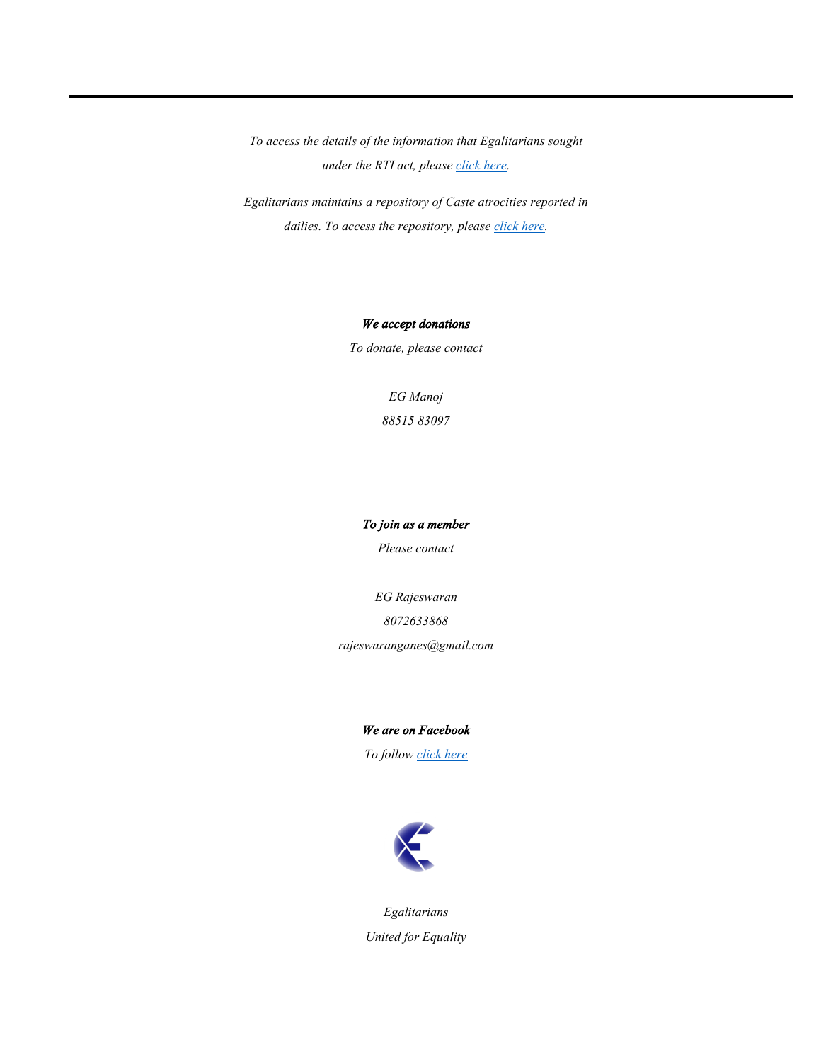*To access the details of the information that Egalitarians sought under the RTI act, please click here.*

*Egalitarians maintains a repository of Caste atrocities reported in dailies. To access the repository, please click here.*

***We accept donations***

*To donate, please contact*

*EG Manoj*

*88515 83097*

***To join as a member***

*Please contact*

*EG Rajeswaran*

*8072633868*

*rajeswaranganes@gmail.com*

***We are on Facebook***

*To follow click here*

*Egalitarians*

*United for Equality*